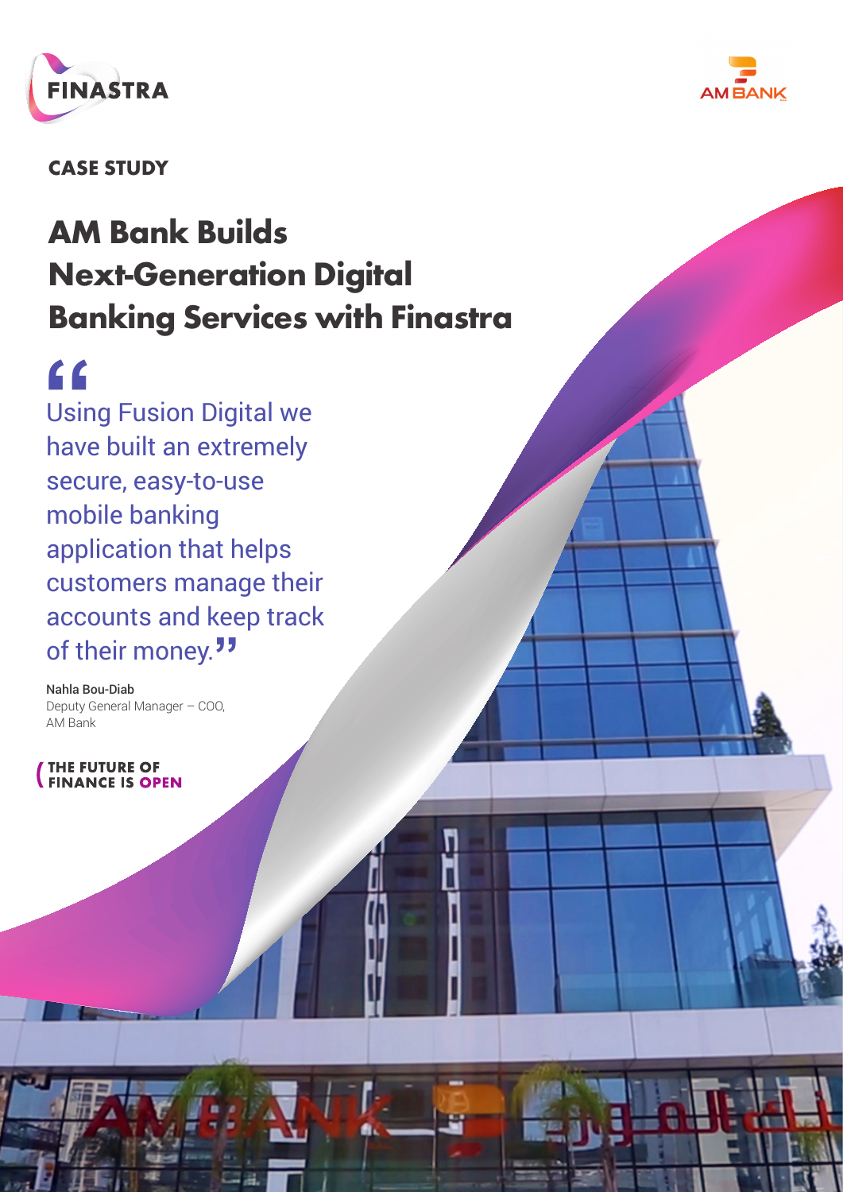FINASTRA

AM BANK

CASE STUDY

# AM Bank Builds Next-Generation Digital Banking Services with Finastra

> "Using Fusion Digital we have built an extremely secure, easy-to-use mobile banking application that helps customers manage their accounts and keep track of their money."

**Nahla Bou-Diab**
Deputy General Manager – COO,
AM Bank

THE FUTURE OF FINANCE IS OPEN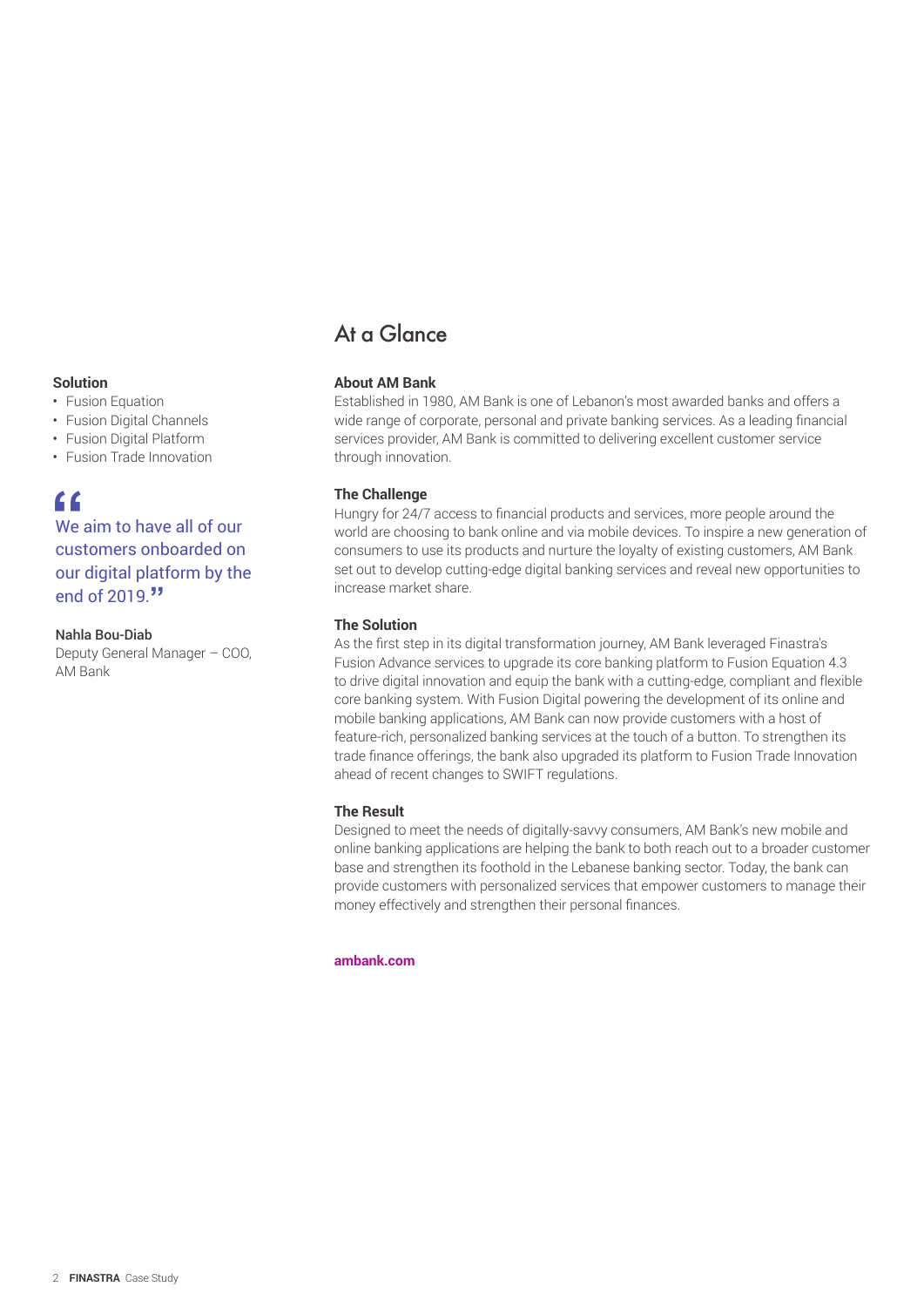## At a Glance

**Solution**

- Fusion Equation
- Fusion Digital Channels
- Fusion Digital Platform
- Fusion Trade Innovation

> "We aim to have all of our customers onboarded on our digital platform by the end of 2019."

**Nahla Bou-Diab**
Deputy General Manager – COO, AM Bank

### About AM Bank

Established in 1980, AM Bank is one of Lebanon's most awarded banks and offers a wide range of corporate, personal and private banking services. As a leading financial services provider, AM Bank is committed to delivering excellent customer service through innovation.

### The Challenge

Hungry for 24/7 access to financial products and services, more people around the world are choosing to bank online and via mobile devices. To inspire a new generation of consumers to use its products and nurture the loyalty of existing customers, AM Bank set out to develop cutting-edge digital banking services and reveal new opportunities to increase market share.

### The Solution

As the first step in its digital transformation journey, AM Bank leveraged Finastra's Fusion Advance services to upgrade its core banking platform to Fusion Equation 4.3 to drive digital innovation and equip the bank with a cutting-edge, compliant and flexible core banking system. With Fusion Digital powering the development of its online and mobile banking applications, AM Bank can now provide customers with a host of feature-rich, personalized banking services at the touch of a button. To strengthen its trade finance offerings, the bank also upgraded its platform to Fusion Trade Innovation ahead of recent changes to SWIFT regulations.

### The Result

Designed to meet the needs of digitally-savvy consumers, AM Bank's new mobile and online banking applications are helping the bank to both reach out to a broader customer base and strengthen its foothold in the Lebanese banking sector. Today, the bank can provide customers with personalized services that empower customers to manage their money effectively and strengthen their personal finances.

**ambank.com**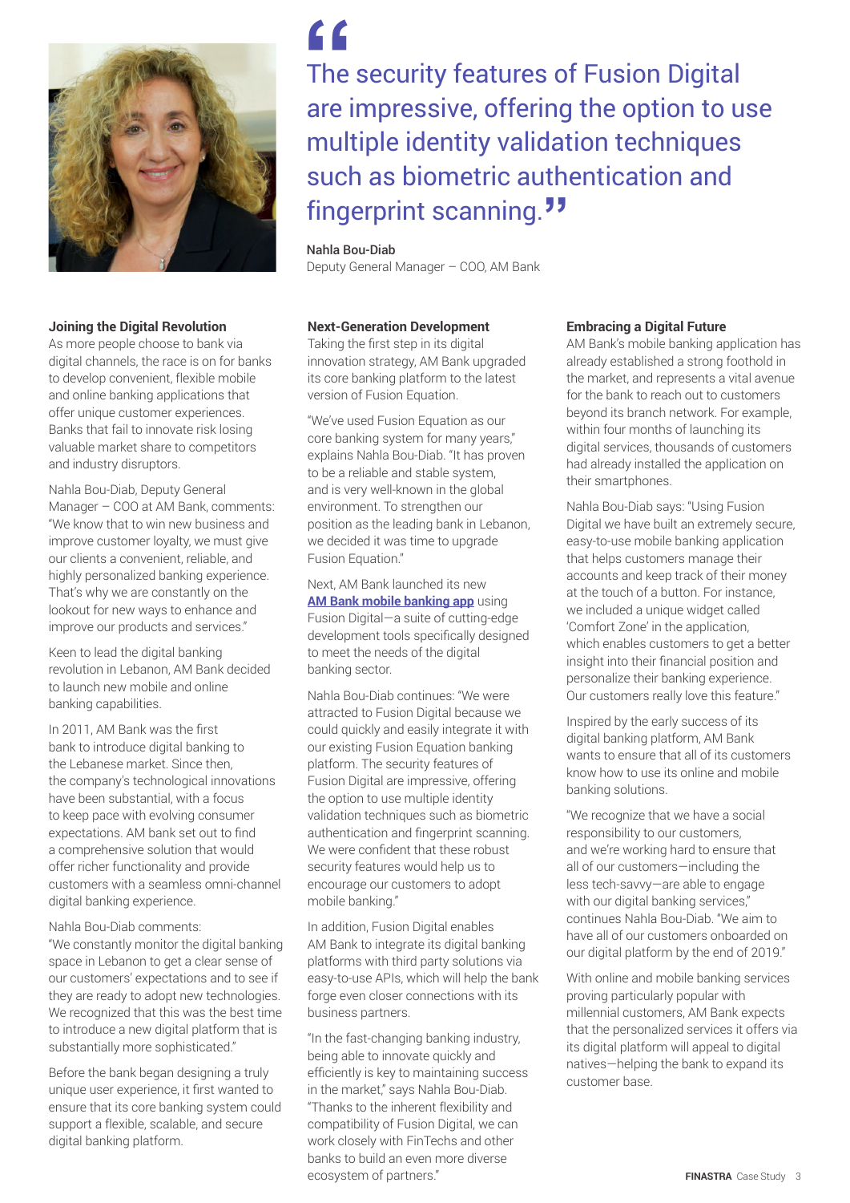> "The security features of Fusion Digital are impressive, offering the option to use multiple identity validation techniques such as biometric authentication and fingerprint scanning."
>
> **Nahla Bou-Diab**
> Deputy General Manager – COO, AM Bank

### Joining the Digital Revolution

As more people choose to bank via digital channels, the race is on for banks to develop convenient, flexible mobile and online banking applications that offer unique customer experiences. Banks that fail to innovate risk losing valuable market share to competitors and industry disruptors.

Nahla Bou-Diab, Deputy General Manager – COO at AM Bank, comments: "We know that to win new business and improve customer loyalty, we must give our clients a convenient, reliable, and highly personalized banking experience. That's why we are constantly on the lookout for new ways to enhance and improve our products and services."

Keen to lead the digital banking revolution in Lebanon, AM Bank decided to launch new mobile and online banking capabilities.

In 2011, AM Bank was the first bank to introduce digital banking to the Lebanese market. Since then, the company's technological innovations have been substantial, with a focus to keep pace with evolving consumer expectations. AM bank set out to find a comprehensive solution that would offer richer functionality and provide customers with a seamless omni-channel digital banking experience.

Nahla Bou-Diab comments: "We constantly monitor the digital banking space in Lebanon to get a clear sense of our customers' expectations and to see if they are ready to adopt new technologies. We recognized that this was the best time to introduce a new digital platform that is substantially more sophisticated."

Before the bank began designing a truly unique user experience, it first wanted to ensure that its core banking system could support a flexible, scalable, and secure digital banking platform.

### Next-Generation Development

Taking the first step in its digital innovation strategy, AM Bank upgraded its core banking platform to the latest version of Fusion Equation.

"We've used Fusion Equation as our core banking system for many years," explains Nahla Bou-Diab. "It has proven to be a reliable and stable system, and is very well-known in the global environment. To strengthen our position as the leading bank in Lebanon, we decided it was time to upgrade Fusion Equation."

Next, AM Bank launched its new **AM Bank mobile banking app** using Fusion Digital—a suite of cutting-edge development tools specifically designed to meet the needs of the digital banking sector.

Nahla Bou-Diab continues: "We were attracted to Fusion Digital because we could quickly and easily integrate it with our existing Fusion Equation banking platform. The security features of Fusion Digital are impressive, offering the option to use multiple identity validation techniques such as biometric authentication and fingerprint scanning. We were confident that these robust security features would help us to encourage our customers to adopt mobile banking."

In addition, Fusion Digital enables AM Bank to integrate its digital banking platforms with third party solutions via easy-to-use APIs, which will help the bank forge even closer connections with its business partners.

"In the fast-changing banking industry, being able to innovate quickly and efficiently is key to maintaining success in the market," says Nahla Bou-Diab. "Thanks to the inherent flexibility and compatibility of Fusion Digital, we can work closely with FinTechs and other banks to build an even more diverse ecosystem of partners."

### Embracing a Digital Future

AM Bank's mobile banking application has already established a strong foothold in the market, and represents a vital avenue for the bank to reach out to customers beyond its branch network. For example, within four months of launching its digital services, thousands of customers had already installed the application on their smartphones.

Nahla Bou-Diab says: "Using Fusion Digital we have built an extremely secure, easy-to-use mobile banking application that helps customers manage their accounts and keep track of their money at the touch of a button. For instance, we included a unique widget called 'Comfort Zone' in the application, which enables customers to get a better insight into their financial position and personalize their banking experience. Our customers really love this feature."

Inspired by the early success of its digital banking platform, AM Bank wants to ensure that all of its customers know how to use its online and mobile banking solutions.

"We recognize that we have a social responsibility to our customers, and we're working hard to ensure that all of our customers—including the less tech-savvy—are able to engage with our digital banking services," continues Nahla Bou-Diab. "We aim to have all of our customers onboarded on our digital platform by the end of 2019."

With online and mobile banking services proving particularly popular with millennial customers, AM Bank expects that the personalized services it offers via its digital platform will appeal to digital natives—helping the bank to expand its customer base.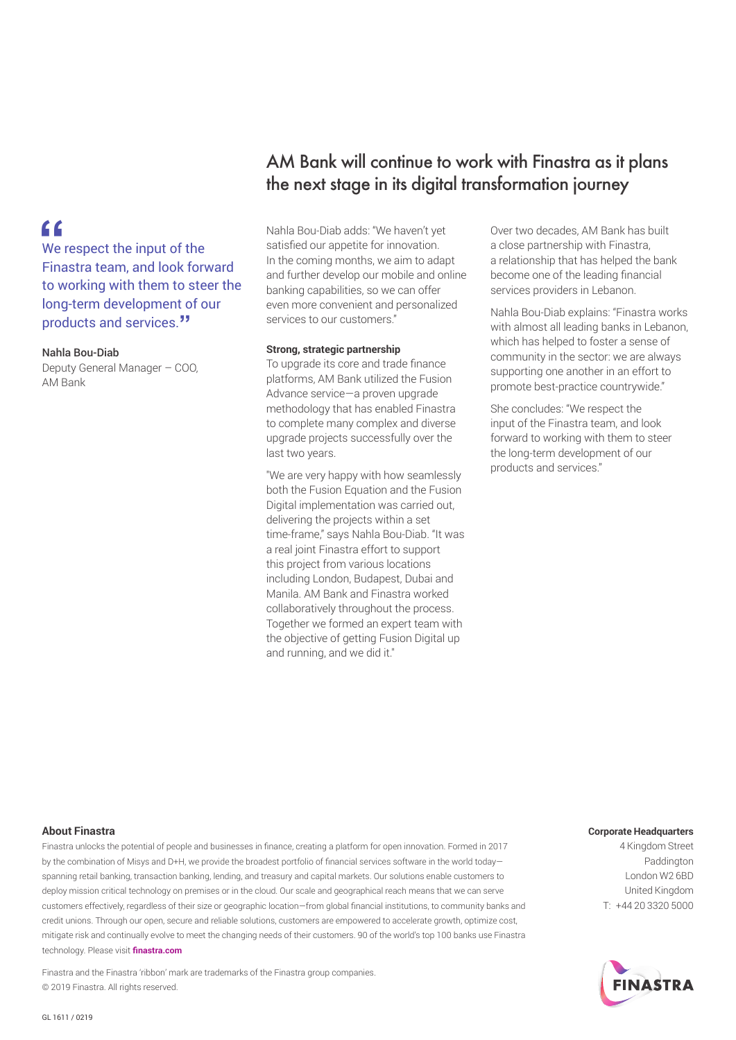## AM Bank will continue to work with Finastra as it plans the next stage in its digital transformation journey

> "We respect the input of the Finastra team, and look forward to working with them to steer the long-term development of our products and services."
>
> **Nahla Bou-Diab**
> Deputy General Manager – COO, AM Bank

Nahla Bou-Diab adds: "We haven't yet satisfied our appetite for innovation. In the coming months, we aim to adapt and further develop our mobile and online banking capabilities, so we can offer even more convenient and personalized services to our customers."

**Strong, strategic partnership**

To upgrade its core and trade finance platforms, AM Bank utilized the Fusion Advance service—a proven upgrade methodology that has enabled Finastra to complete many complex and diverse upgrade projects successfully over the last two years.

"We are very happy with how seamlessly both the Fusion Equation and the Fusion Digital implementation was carried out, delivering the projects within a set time-frame," says Nahla Bou-Diab. "It was a real joint Finastra effort to support this project from various locations including London, Budapest, Dubai and Manila. AM Bank and Finastra worked collaboratively throughout the process. Together we formed an expert team with the objective of getting Fusion Digital up and running, and we did it."

Over two decades, AM Bank has built a close partnership with Finastra, a relationship that has helped the bank become one of the leading financial services providers in Lebanon.

Nahla Bou-Diab explains: "Finastra works with almost all leading banks in Lebanon, which has helped to foster a sense of community in the sector: we are always supporting one another in an effort to promote best-practice countrywide."

She concludes: "We respect the input of the Finastra team, and look forward to working with them to steer the long-term development of our products and services."

**About Finastra**

Finastra unlocks the potential of people and businesses in finance, creating a platform for open innovation. Formed in 2017 by the combination of Misys and D+H, we provide the broadest portfolio of financial services software in the world today—spanning retail banking, transaction banking, lending, and treasury and capital markets. Our solutions enable customers to deploy mission critical technology on premises or in the cloud. Our scale and geographical reach means that we can serve customers effectively, regardless of their size or geographic location—from global financial institutions, to community banks and credit unions. Through our open, secure and reliable solutions, customers are empowered to accelerate growth, optimize cost, mitigate risk and continually evolve to meet the changing needs of their customers. 90 of the world's top 100 banks use Finastra technology. Please visit **finastra.com**

Finastra and the Finastra 'ribbon' mark are trademarks of the Finastra group companies.
© 2019 Finastra. All rights reserved.

**Corporate Headquarters**

4 Kingdom Street
Paddington
London W2 6BD
United Kingdom
T: +44 20 3320 5000

FINASTRA

GL 1611 / 0219